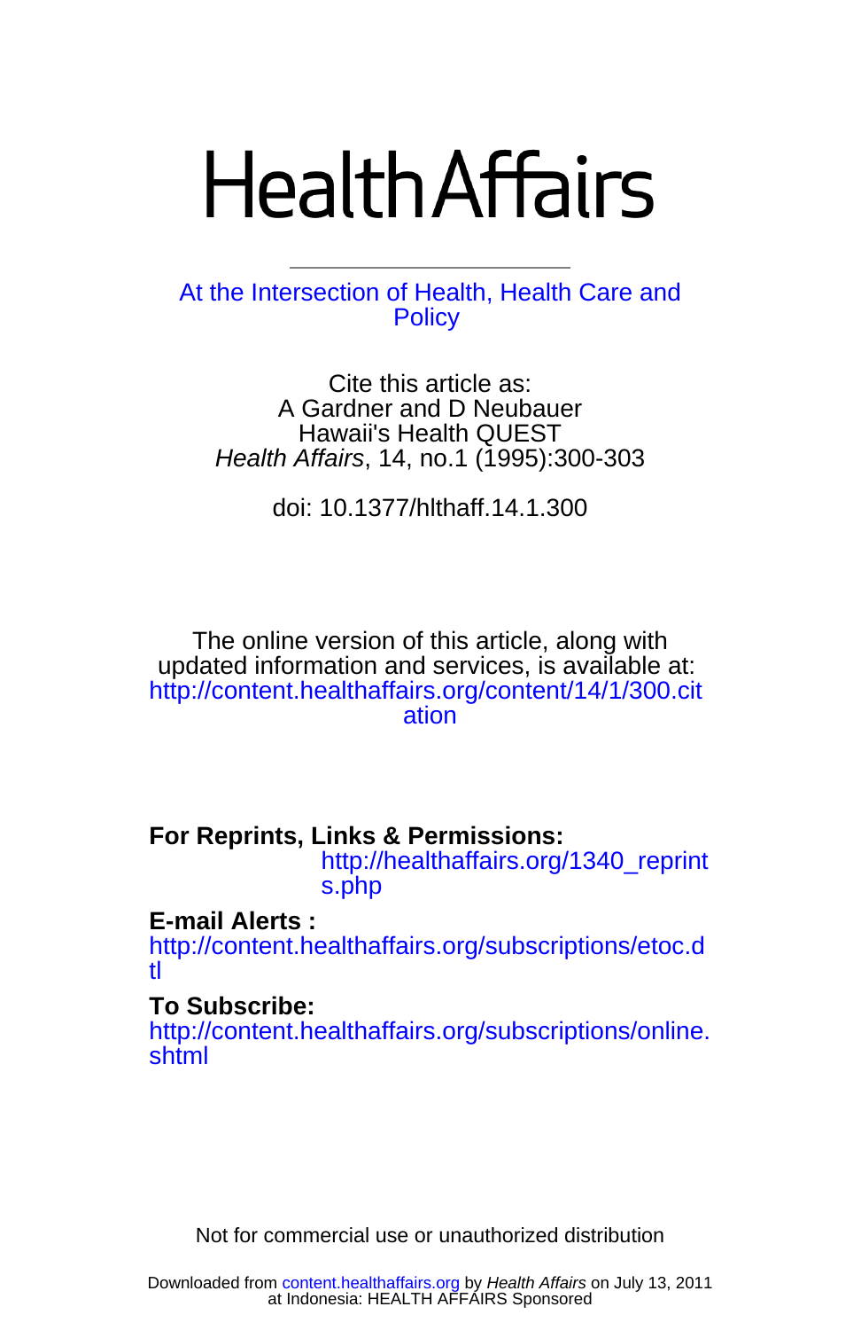# Health Affairs

At the Intersection of Health, Health Care and Policy

Cite this article as:
A Gardner and D Neubauer
Hawaii's Health QUEST
*Health Affairs*, 14, no.1 (1995):300-303

doi: 10.1377/hlthaff.14.1.300

The online version of this article, along with updated information and services, is available at:
http://content.healthaffairs.org/content/14/1/300.citation

**For Reprints, Links & Permissions:**
http://healthaffairs.org/1340_reprints.php

**E-mail Alerts :**
http://content.healthaffairs.org/subscriptions/etoc.dtl

**To Subscribe:**
http://content.healthaffairs.org/subscriptions/online.shtml

Not for commercial use or unauthorized distribution

Downloaded from content.healthaffairs.org by *Health Affairs* on July 13, 2011
at Indonesia: HEALTH AFFAIRS Sponsored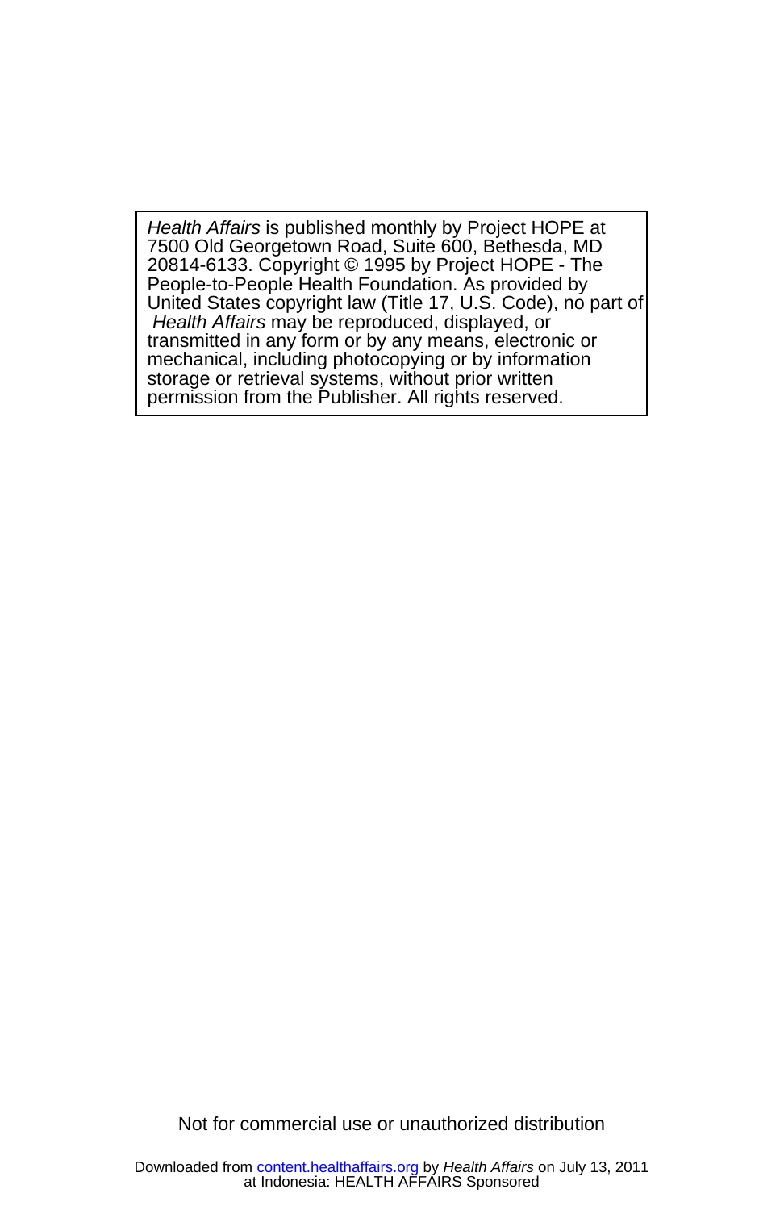*Health Affairs* is published monthly by Project HOPE at 7500 Old Georgetown Road, Suite 600, Bethesda, MD 20814-6133. Copyright © 1995 by Project HOPE - The People-to-People Health Foundation. As provided by United States copyright law (Title 17, U.S. Code), no part of *Health Affairs* may be reproduced, displayed, or transmitted in any form or by any means, electronic or mechanical, including photocopying or by information storage or retrieval systems, without prior written permission from the Publisher. All rights reserved.

Not for commercial use or unauthorized distribution

Downloaded from content.healthaffairs.org by *Health Affairs* on July 13, 2011 at Indonesia: HEALTH AFFAIRS Sponsored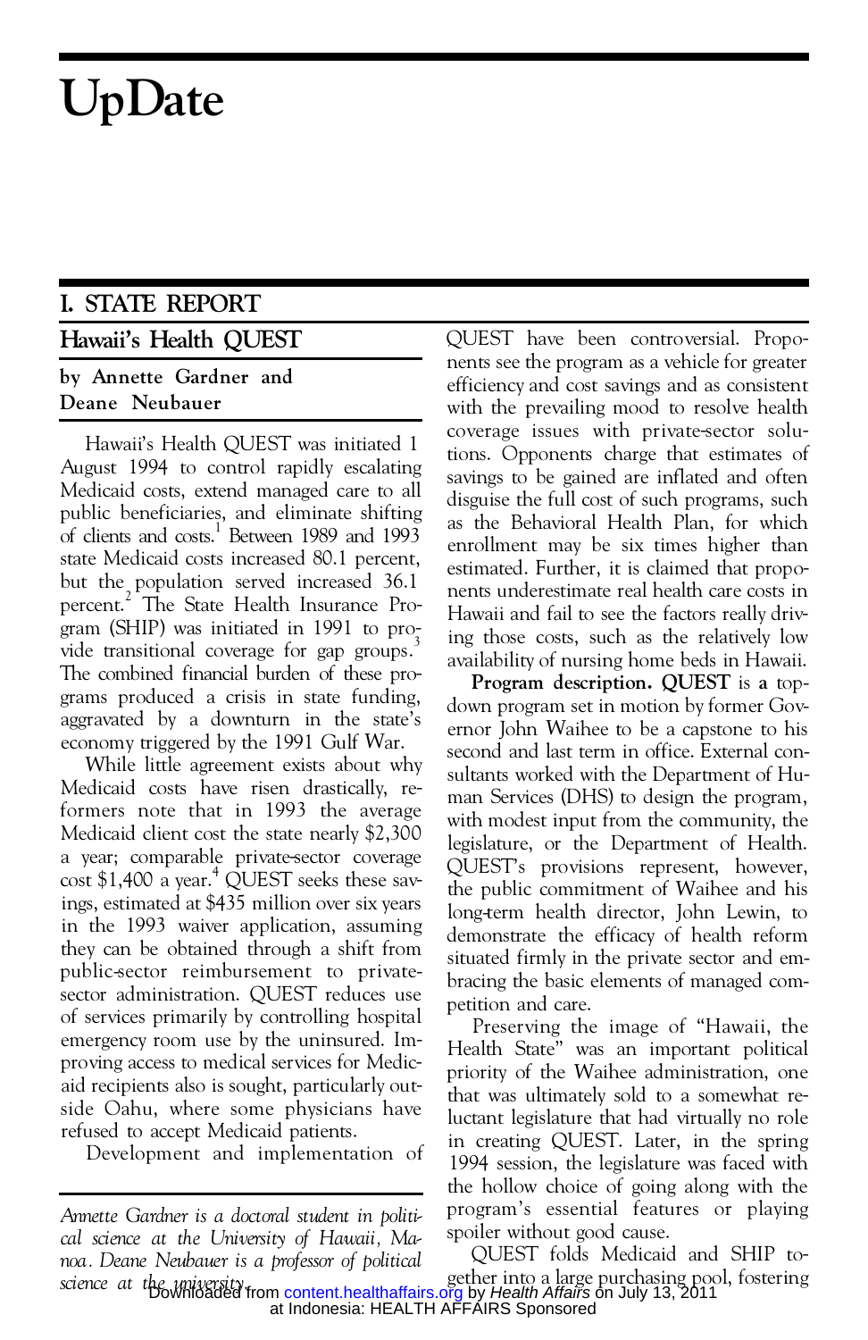# UpDate

## I. STATE REPORT

### Hawaii's Health QUEST

**by Annette Gardner and Deane Neubauer**

Hawaii's Health QUEST was initiated 1 August 1994 to control rapidly escalating Medicaid costs, extend managed care to all public beneficiaries, and eliminate shifting of clients and costs.[1] Between 1989 and 1993 state Medicaid costs increased 80.1 percent, but the population served increased 36.1 percent.[2] The State Health Insurance Program (SHIP) was initiated in 1991 to provide transitional coverage for gap groups.[3] The combined financial burden of these programs produced a crisis in state funding, aggravated by a downturn in the state's economy triggered by the 1991 Gulf War.

While little agreement exists about why Medicaid costs have risen drastically, reformers note that in 1993 the average Medicaid client cost the state nearly $2,300 a year; comparable private-sector coverage cost $1,400 a year.[4] QUEST seeks these savings, estimated at $435 million over six years in the 1993 waiver application, assuming they can be obtained through a shift from public-sector reimbursement to private-sector administration. QUEST reduces use of services primarily by controlling hospital emergency room use by the uninsured. Improving access to medical services for Medicaid recipients also is sought, particularly outside Oahu, where some physicians have refused to accept Medicaid patients.

Development and implementation of QUEST have been controversial. Proponents see the program as a vehicle for greater efficiency and cost savings and as consistent with the prevailing mood to resolve health coverage issues with private-sector solutions. Opponents charge that estimates of savings to be gained are inflated and often disguise the full cost of such programs, such as the Behavioral Health Plan, for which enrollment may be six times higher than estimated. Further, it is claimed that proponents underestimate real health care costs in Hawaii and fail to see the factors really driving those costs, such as the relatively low availability of nursing home beds in Hawaii.

**Program description.** **QUEST** is a top-down program set in motion by former Governor John Waihee to be a capstone to his second and last term in office. External consultants worked with the Department of Human Services (DHS) to design the program, with modest input from the community, the legislature, or the Department of Health. QUEST's provisions represent, however, the public commitment of Waihee and his long-term health director, John Lewin, to demonstrate the efficacy of health reform situated firmly in the private sector and embracing the basic elements of managed competition and care.

Preserving the image of "Hawaii, the Health State" was an important political priority of the Waihee administration, one that was ultimately sold to a somewhat reluctant legislature that had virtually no role in creating QUEST. Later, in the spring 1994 session, the legislature was faced with the hollow choice of going along with the program's essential features or playing spoiler without good cause.

QUEST folds Medicaid and SHIP together into a large purchasing pool, fostering

---

*Annette Gardner is a doctoral student in political science at the University of Hawaii, Manoa. Deane Neubauer is a professor of political science at the university.*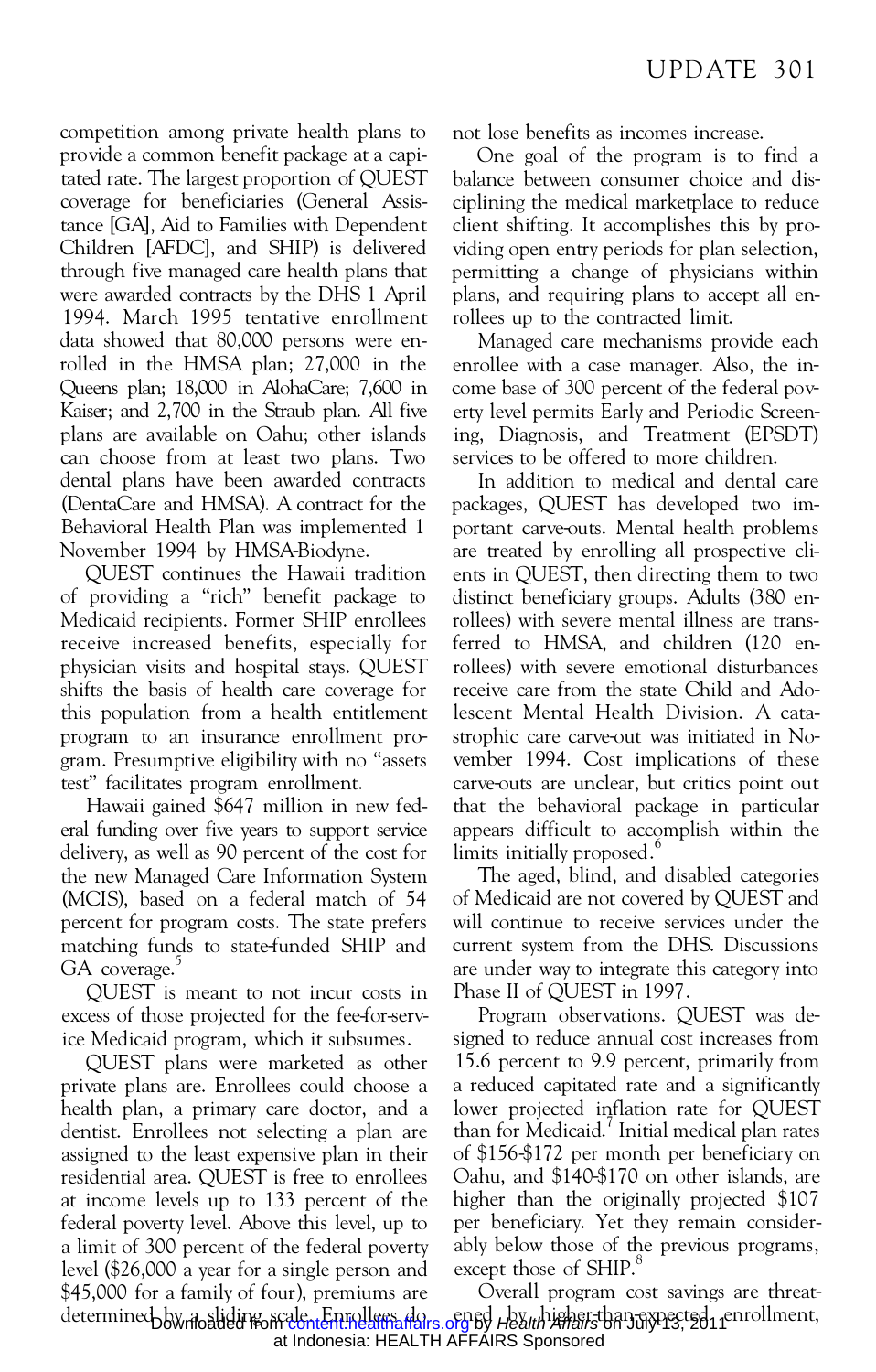competition among private health plans to provide a common benefit package at a capitated rate. The largest proportion of QUEST coverage for beneficiaries (General Assistance [GA], Aid to Families with Dependent Children [AFDC], and SHIP) is delivered through five managed care health plans that were awarded contracts by the DHS 1 April 1994. March 1995 tentative enrollment data showed that 80,000 persons were enrolled in the HMSA plan; 27,000 in the Queens plan; 18,000 in AlohaCare; 7,600 in Kaiser; and 2,700 in the Straub plan. All five plans are available on Oahu; other islands can choose from at least two plans. Two dental plans have been awarded contracts (DentaCare and HMSA). A contract for the Behavioral Health Plan was implemented 1 November 1994 by HMSA-Biodyne.

QUEST continues the Hawaii tradition of providing a "rich" benefit package to Medicaid recipients. Former SHIP enrollees receive increased benefits, especially for physician visits and hospital stays. QUEST shifts the basis of health care coverage for this population from a health entitlement program to an insurance enrollment program. Presumptive eligibility with no "assets test" facilitates program enrollment.

Hawaii gained $647 million in new federal funding over five years to support service delivery, as well as 90 percent of the cost for the new Managed Care Information System (MCIS), based on a federal match of 54 percent for program costs. The state prefers matching funds to state-funded SHIP and GA coverage.[5]

QUEST is meant to not incur costs in excess of those projected for the fee-for-service Medicaid program, which it subsumes.

QUEST plans were marketed as other private plans are. Enrollees could choose a health plan, a primary care doctor, and a dentist. Enrollees not selecting a plan are assigned to the least expensive plan in their residential area. QUEST is free to enrollees at income levels up to 133 percent of the federal poverty level. Above this level, up to a limit of 300 percent of the federal poverty level ($26,000 a year for a single person and $45,000 for a family of four), premiums are determined by a sliding scale. Enrollees do not lose benefits as incomes increase.

One goal of the program is to find a balance between consumer choice and disciplining the medical marketplace to reduce client shifting. It accomplishes this by providing open entry periods for plan selection, permitting a change of physicians within plans, and requiring plans to accept all enrollees up to the contracted limit.

Managed care mechanisms provide each enrollee with a case manager. Also, the income base of 300 percent of the federal poverty level permits Early and Periodic Screening, Diagnosis, and Treatment (EPSDT) services to be offered to more children.

In addition to medical and dental care packages, QUEST has developed two important carve-outs. Mental health problems are treated by enrolling all prospective clients in QUEST, then directing them to two distinct beneficiary groups. Adults (380 enrollees) with severe mental illness are transferred to HMSA, and children (120 enrollees) with severe emotional disturbances receive care from the state Child and Adolescent Mental Health Division. A catastrophic care carve-out was initiated in November 1994. Cost implications of these carve-outs are unclear, but critics point out that the behavioral package in particular appears difficult to accomplish within the limits initially proposed.[6]

The aged, blind, and disabled categories of Medicaid are not covered by QUEST and will continue to receive services under the current system from the DHS. Discussions are under way to integrate this category into Phase II of QUEST in 1997.

**Program observations.** QUEST was designed to reduce annual cost increases from 15.6 percent to 9.9 percent, primarily from a reduced capitated rate and a significantly lower projected inflation rate for QUEST than for Medicaid.[7] Initial medical plan rates of $156-$172 per month per beneficiary on Oahu, and $140-$170 on other islands, are higher than the originally projected $107 per beneficiary. Yet they remain considerably below those of the previous programs, except those of SHIP.[8]

Overall program cost savings are threatened by higher-than-expected enrollment,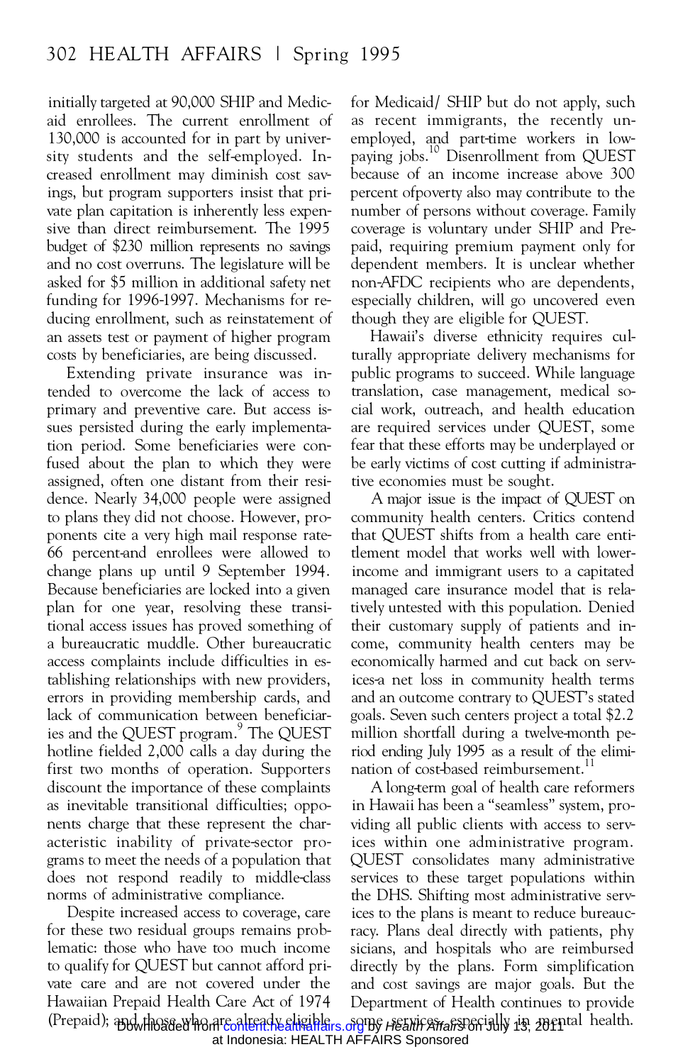initially targeted at 90,000 SHIP and Medicaid enrollees. The current enrollment of 130,000 is accounted for in part by university students and the self-employed. Increased enrollment may diminish cost savings, but program supporters insist that private plan capitation is inherently less expensive than direct reimbursement. The 1995 budget of $230 million represents no savings and no cost overruns. The legislature will be asked for $5 million in additional safety net funding for 1996-1997. Mechanisms for reducing enrollment, such as reinstatement of an assets test or payment of higher program costs by beneficiaries, are being discussed.

Extending private insurance was intended to overcome the lack of access to primary and preventive care. But access issues persisted during the early implementation period. Some beneficiaries were confused about the plan to which they were assigned, often one distant from their residence. Nearly 34,000 people were assigned to plans they did not choose. However, proponents cite a very high mail response rate-66 percent-and enrollees were allowed to change plans up until 9 September 1994. Because beneficiaries are locked into a given plan for one year, resolving these transitional access issues has proved something of a bureaucratic muddle. Other bureaucratic access complaints include difficulties in establishing relationships with new providers, errors in providing membership cards, and lack of communication between beneficiaries and the QUEST program.[9] The QUEST hotline fielded 2,000 calls a day during the first two months of operation. Supporters discount the importance of these complaints as inevitable transitional difficulties; opponents charge that these represent the characteristic inability of private-sector programs to meet the needs of a population that does not respond readily to middle-class norms of administrative compliance.

Despite increased access to coverage, care for these two residual groups remains problematic: those who have too much income to qualify for QUEST but cannot afford private care and are not covered under the Hawaiian Prepaid Health Care Act of 1974 (Prepaid); and those who are already eligible for Medicaid/ SHIP but do not apply, such as recent immigrants, the recently unemployed, and part-time workers in low-paying jobs.[10] Disenrollment from QUEST because of an income increase above 300 percent ofpoverty also may contribute to the number of persons without coverage. Family coverage is voluntary under SHIP and Prepaid, requiring premium payment only for dependent members. It is unclear whether non-AFDC recipients who are dependents, especially children, will go uncovered even though they are eligible for QUEST.

Hawaii's diverse ethnicity requires culturally appropriate delivery mechanisms for public programs to succeed. While language translation, case management, medical social work, outreach, and health education are required services under QUEST, some fear that these efforts may be underplayed or be early victims of cost cutting if administrative economies must be sought.

A major issue is the impact of QUEST on community health centers. Critics contend that QUEST shifts from a health care entitlement model that works well with lower-income and immigrant users to a capitated managed care insurance model that is relatively untested with this population. Denied their customary supply of patients and income, community health centers may be economically harmed and cut back on services-a net loss in community health terms and an outcome contrary to QUEST's stated goals. Seven such centers project a total $2.2 million shortfall during a twelve-month period ending July 1995 as a result of the elimination of cost-based reimbursement.[11]

A long-term goal of health care reformers in Hawaii has been a "seamless" system, providing all public clients with access to services within one administrative program. QUEST consolidates many administrative services to these target populations within the DHS. Shifting most administrative services to the plans is meant to reduce bureaucracy. Plans deal directly with patients, physicians, and hospitals who are reimbursed directly by the plans. Form simplification and cost savings are major goals. But the Department of Health continues to provide some services, especially in mental health.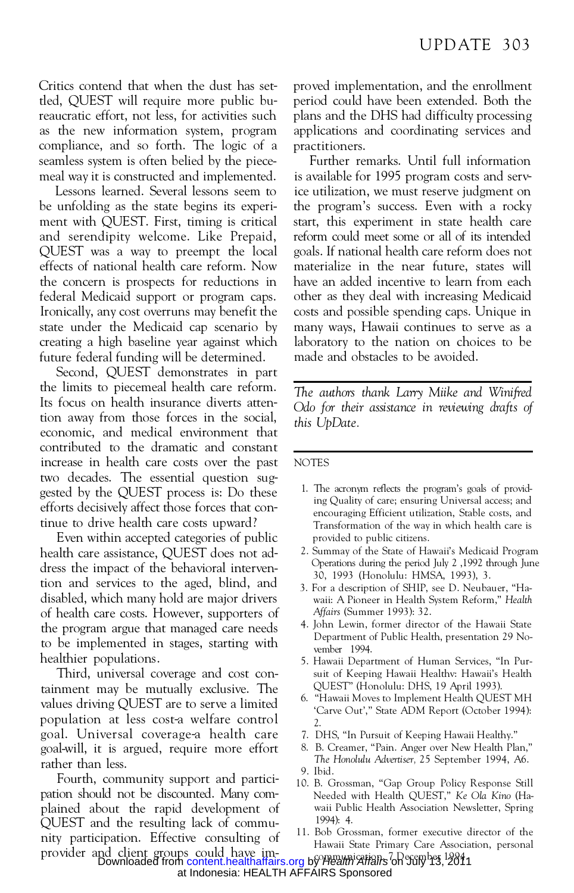Critics contend that when the dust has settled, QUEST will require more public bureaucratic effort, not less, for activities such as the new information system, program compliance, and so forth. The logic of a seamless system is often belied by the piecemeal way it is constructed and implemented.

**Lessons learned.** Several lessons seem to be unfolding as the state begins its experiment with QUEST. First, timing is critical and serendipity welcome. Like Prepaid, QUEST was a way to preempt the local effects of national health care reform. Now the concern is prospects for reductions in federal Medicaid support or program caps. Ironically, any cost overruns may benefit the state under the Medicaid cap scenario by creating a high baseline year against which future federal funding will be determined.

Second, QUEST demonstrates in part the limits to piecemeal health care reform. Its focus on health insurance diverts attention away from those forces in the social, economic, and medical environment that contributed to the dramatic and constant increase in health care costs over the past two decades. The essential question suggested by the QUEST process is: Do these efforts decisively affect those forces that continue to drive health care costs upward?

Even within accepted categories of public health care assistance, QUEST does not address the impact of the behavioral intervention and services to the aged, blind, and disabled, which many hold are major drivers of health care costs. However, supporters of the program argue that managed care needs to be implemented in stages, starting with healthier populations.

Third, universal coverage and cost containment may be mutually exclusive. The values driving QUEST are to serve a limited population at less cost-a welfare control goal. Universal coverage-a health care goal-will, it is argued, require more effort rather than less.

Fourth, community support and participation should not be discounted. Many complained about the rapid development of QUEST and the resulting lack of community participation. Effective consulting of provider and client groups could have improved implementation, and the enrollment period could have been extended. Both the plans and the DHS had difficulty processing applications and coordinating services and practitioners.

**Further remarks.** Until full information is available for 1995 program costs and service utilization, we must reserve judgment on the program's success. Even with a rocky start, this experiment in state health care reform could meet some or all of its intended goals. If national health care reform does not materialize in the near future, states will have an added incentive to learn from each other as they deal with increasing Medicaid costs and possible spending caps. Unique in many ways, Hawaii continues to serve as a laboratory to the nation on choices to be made and obstacles to be avoided.

---

*The authors thank Larry Miike and Winifred Odo for their assistance in reviewing drafts of this UpDate.*

---

## NOTES

1. The acronym reflects the program's goals of providing Quality of care; ensuring Universal access; and encouraging Efficient utilization, Stable costs, and Transformation of the way in which health care is provided to public citizens.
2. Summay of the State of Hawaii's Medicaid Program Operations during the period July 2 ,1992 through June 30, 1993 (Honolulu: HMSA, 1993), 3.
3. For a description of SHIP, see D. Neubauer, "Hawaii: A Pioneer in Health System Reform," *Health Affairs* (Summer 1993): 32.
4. John Lewin, former director of the Hawaii State Department of Public Health, presentation 29 November 1994.
5. Hawaii Department of Human Services, "In Pursuit of Keeping Hawaii Healthv: Hawaii's Health QUEST" (Honolulu: DHS, 19 April 1993).
6. "Hawaii Moves to Implement Health QUEST MH 'Carve Out'," State ADM Report (October 1994): 2.
7. DHS, "In Pursuit of Keeping Hawaii Healthy."
8. B. Creamer, "Pain. Anger over New Health Plan," *The Honolulu Advertiser,* 25 September 1994, A6.
9. Ibid.
10. B. Grossman, "Gap Group Policy Response Still Needed with Health QUEST," *Ke Ola Kino* (Hawaii Public Health Association Newsletter, Spring 1994): 4.
11. Bob Grossman, former executive director of the Hawaii State Primary Care Association, personal communication, 7 December 1994.